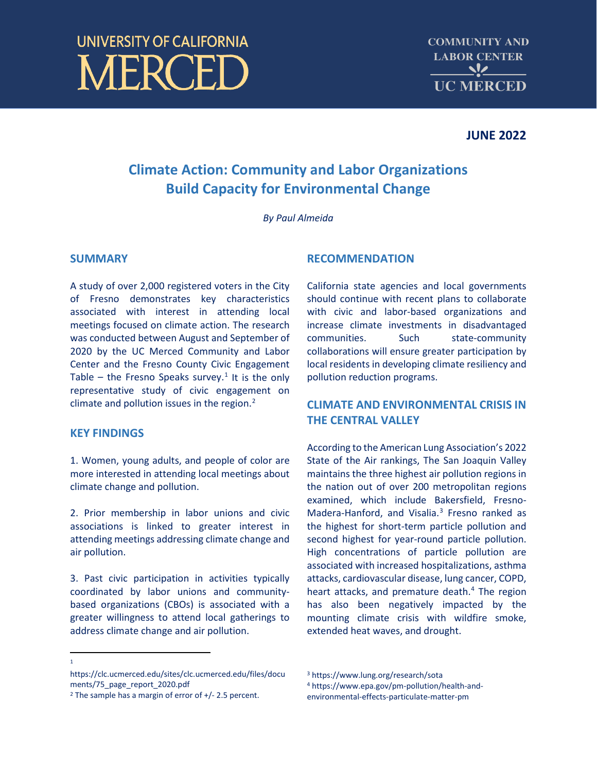UNIVERSITY OF CALIFORNIA MERCED

COMMUNITY AND LABOR CENTER UC MERCED

**JUNE 2022**

# Climate Action: Community and Labor Organizations Build Capacity for Environmental Change

*By Paul Almeida*

## SUMMARY

A study of over 2,000 registered voters in the City of Fresno demonstrates key characteristics associated with interest in attending local meetings focused on climate action. The research was conducted between August and September of 2020 by the UC Merced Community and Labor Center and the Fresno County Civic Engagement Table – the Fresno Speaks survey.[1] It is the only representative study of civic engagement on climate and pollution issues in the region.[2]

## KEY FINDINGS

1. Women, young adults, and people of color are more interested in attending local meetings about climate change and pollution.

2. Prior membership in labor unions and civic associations is linked to greater interest in attending meetings addressing climate change and air pollution.

3. Past civic participation in activities typically coordinated by labor unions and community-based organizations (CBOs) is associated with a greater willingness to attend local gatherings to address climate change and air pollution.

## RECOMMENDATION

California state agencies and local governments should continue with recent plans to collaborate with civic and labor-based organizations and increase climate investments in disadvantaged communities. Such state-community collaborations will ensure greater participation by local residents in developing climate resiliency and pollution reduction programs.

## CLIMATE AND ENVIRONMENTAL CRISIS IN THE CENTRAL VALLEY

According to the American Lung Association's 2022 State of the Air rankings, The San Joaquin Valley maintains the three highest air pollution regions in the nation out of over 200 metropolitan regions examined, which include Bakersfield, Fresno-Madera-Hanford, and Visalia.[3] Fresno ranked as the highest for short-term particle pollution and second highest for year-round particle pollution. High concentrations of particle pollution are associated with increased hospitalizations, asthma attacks, cardiovascular disease, lung cancer, COPD, heart attacks, and premature death.[4] The region has also been negatively impacted by the mounting climate crisis with wildfire smoke, extended heat waves, and drought.

---

[1] https://clc.ucmerced.edu/sites/clc.ucmerced.edu/files/documents/75_page_report_2020.pdf

[2] The sample has a margin of error of +/- 2.5 percent.

[3] https://www.lung.org/research/sota

[4] https://www.epa.gov/pm-pollution/health-and-environmental-effects-particulate-matter-pm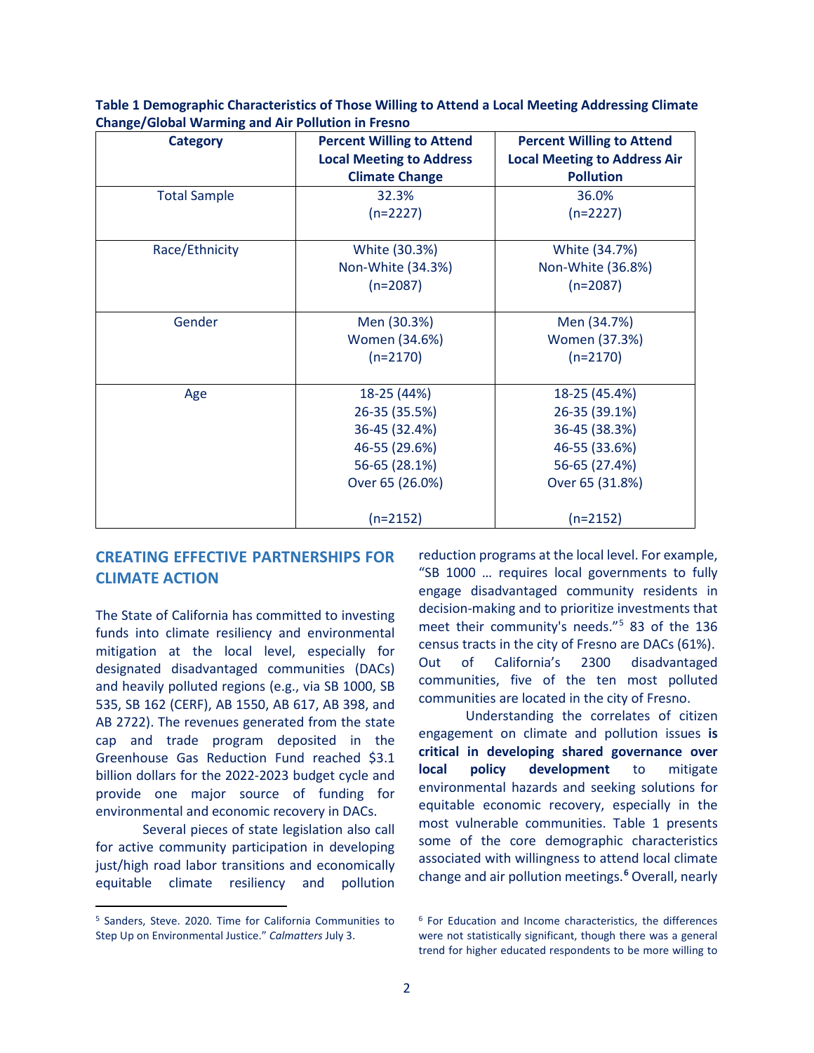**Table 1 Demographic Characteristics of Those Willing to Attend a Local Meeting Addressing Climate Change/Global Warming and Air Pollution in Fresno**

| Category | Percent Willing to Attend Local Meeting to Address Climate Change | Percent Willing to Attend Local Meeting to Address Air Pollution |
|---|---|---|
| Total Sample | 32.3%<br>(n=2227) | 36.0%<br>(n=2227) |
| Race/Ethnicity | White (30.3%)<br>Non-White (34.3%)<br>(n=2087) | White (34.7%)<br>Non-White (36.8%)<br>(n=2087) |
| Gender | Men (30.3%)<br>Women (34.6%)<br>(n=2170) | Men (34.7%)<br>Women (37.3%)<br>(n=2170) |
| Age | 18-25 (44%)<br>26-35 (35.5%)<br>36-45 (32.4%)<br>46-55 (29.6%)<br>56-65 (28.1%)<br>Over 65 (26.0%)<br>(n=2152) | 18-25 (45.4%)<br>26-35 (39.1%)<br>36-45 (38.3%)<br>46-55 (33.6%)<br>56-65 (27.4%)<br>Over 65 (31.8%)<br>(n=2152) |

## CREATING EFFECTIVE PARTNERSHIPS FOR CLIMATE ACTION

The State of California has committed to investing funds into climate resiliency and environmental mitigation at the local level, especially for designated disadvantaged communities (DACs) and heavily polluted regions (e.g., via SB 1000, SB 535, SB 162 (CERF), AB 1550, AB 617, AB 398, and AB 2722). The revenues generated from the state cap and trade program deposited in the Greenhouse Gas Reduction Fund reached $3.1 billion dollars for the 2022-2023 budget cycle and provide one major source of funding for environmental and economic recovery in DACs.

Several pieces of state legislation also call for active community participation in developing just/high road labor transitions and economically equitable climate resiliency and pollution reduction programs at the local level. For example, "SB 1000 … requires local governments to fully engage disadvantaged community residents in decision-making and to prioritize investments that meet their community's needs."[5] 83 of the 136 census tracts in the city of Fresno are DACs (61%). Out of California's 2300 disadvantaged communities, five of the ten most polluted communities are located in the city of Fresno.

Understanding the correlates of citizen engagement on climate and pollution issues **is critical in developing shared governance over local policy development** to mitigate environmental hazards and seeking solutions for equitable economic recovery, especially in the most vulnerable communities. Table 1 presents some of the core demographic characteristics associated with willingness to attend local climate change and air pollution meetings.[6] Overall, nearly

[5] Sanders, Steve. 2020. Time for California Communities to Step Up on Environmental Justice." *Calmatters* July 3.

[6] For Education and Income characteristics, the differences were not statistically significant, though there was a general trend for higher educated respondents to be more willing to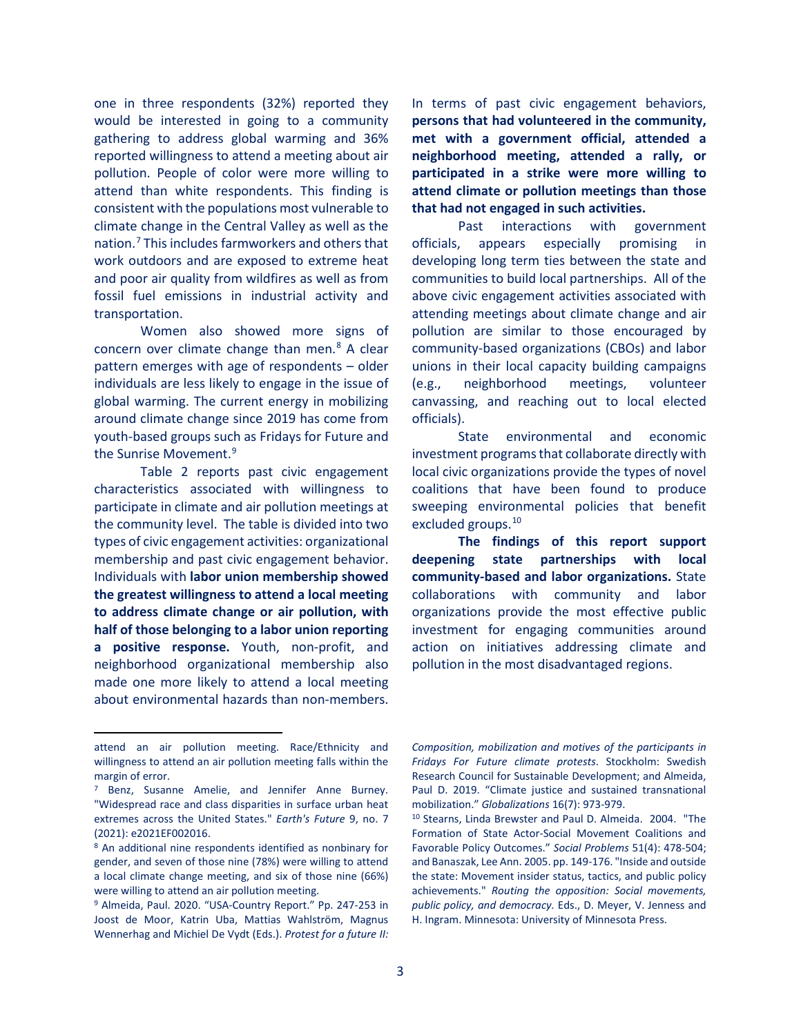one in three respondents (32%) reported they would be interested in going to a community gathering to address global warming and 36% reported willingness to attend a meeting about air pollution. People of color were more willing to attend than white respondents. This finding is consistent with the populations most vulnerable to climate change in the Central Valley as well as the nation.[7] This includes farmworkers and others that work outdoors and are exposed to extreme heat and poor air quality from wildfires as well as from fossil fuel emissions in industrial activity and transportation.

Women also showed more signs of concern over climate change than men.[8] A clear pattern emerges with age of respondents – older individuals are less likely to engage in the issue of global warming. The current energy in mobilizing around climate change since 2019 has come from youth-based groups such as Fridays for Future and the Sunrise Movement.[9]

Table 2 reports past civic engagement characteristics associated with willingness to participate in climate and air pollution meetings at the community level. The table is divided into two types of civic engagement activities: organizational membership and past civic engagement behavior. Individuals with **labor union membership showed the greatest willingness to attend a local meeting to address climate change or air pollution, with half of those belonging to a labor union reporting a positive response.** Youth, non-profit, and neighborhood organizational membership also made one more likely to attend a local meeting about environmental hazards than non-members.

In terms of past civic engagement behaviors, **persons that had volunteered in the community, met with a government official, attended a neighborhood meeting, attended a rally, or participated in a strike were more willing to attend climate or pollution meetings than those that had not engaged in such activities.**

Past interactions with government officials, appears especially promising in developing long term ties between the state and communities to build local partnerships. All of the above civic engagement activities associated with attending meetings about climate change and air pollution are similar to those encouraged by community-based organizations (CBOs) and labor unions in their local capacity building campaigns (e.g., neighborhood meetings, volunteer canvassing, and reaching out to local elected officials).

State environmental and economic investment programs that collaborate directly with local civic organizations provide the types of novel coalitions that have been found to produce sweeping environmental policies that benefit excluded groups.[10]

**The findings of this report support deepening state partnerships with local community-based and labor organizations.** State collaborations with community and labor organizations provide the most effective public investment for engaging communities around action on initiatives addressing climate and pollution in the most disadvantaged regions.

---

attend an air pollution meeting. Race/Ethnicity and willingness to attend an air pollution meeting falls within the margin of error.

[7] Benz, Susanne Amelie, and Jennifer Anne Burney. "Widespread race and class disparities in surface urban heat extremes across the United States." *Earth's Future* 9, no. 7 (2021): e2021EF002016.

[8] An additional nine respondents identified as nonbinary for gender, and seven of those nine (78%) were willing to attend a local climate change meeting, and six of those nine (66%) were willing to attend an air pollution meeting.

[9] Almeida, Paul. 2020. "USA-Country Report." Pp. 247-253 in Joost de Moor, Katrin Uba, Mattias Wahlström, Magnus Wennerhag and Michiel De Vydt (Eds.). *Protest for a future II: Composition, mobilization and motives of the participants in Fridays For Future climate protests*. Stockholm: Swedish Research Council for Sustainable Development; and Almeida, Paul D. 2019. "Climate justice and sustained transnational mobilization." *Globalizations* 16(7): 973-979.

[10] Stearns, Linda Brewster and Paul D. Almeida. 2004. "The Formation of State Actor-Social Movement Coalitions and Favorable Policy Outcomes." *Social Problems* 51(4): 478-504; and Banaszak, Lee Ann. 2005. pp. 149-176. "Inside and outside the state: Movement insider status, tactics, and public policy achievements." *Routing the opposition: Social movements, public policy, and democracy.* Eds., D. Meyer, V. Jenness and H. Ingram. Minnesota: University of Minnesota Press.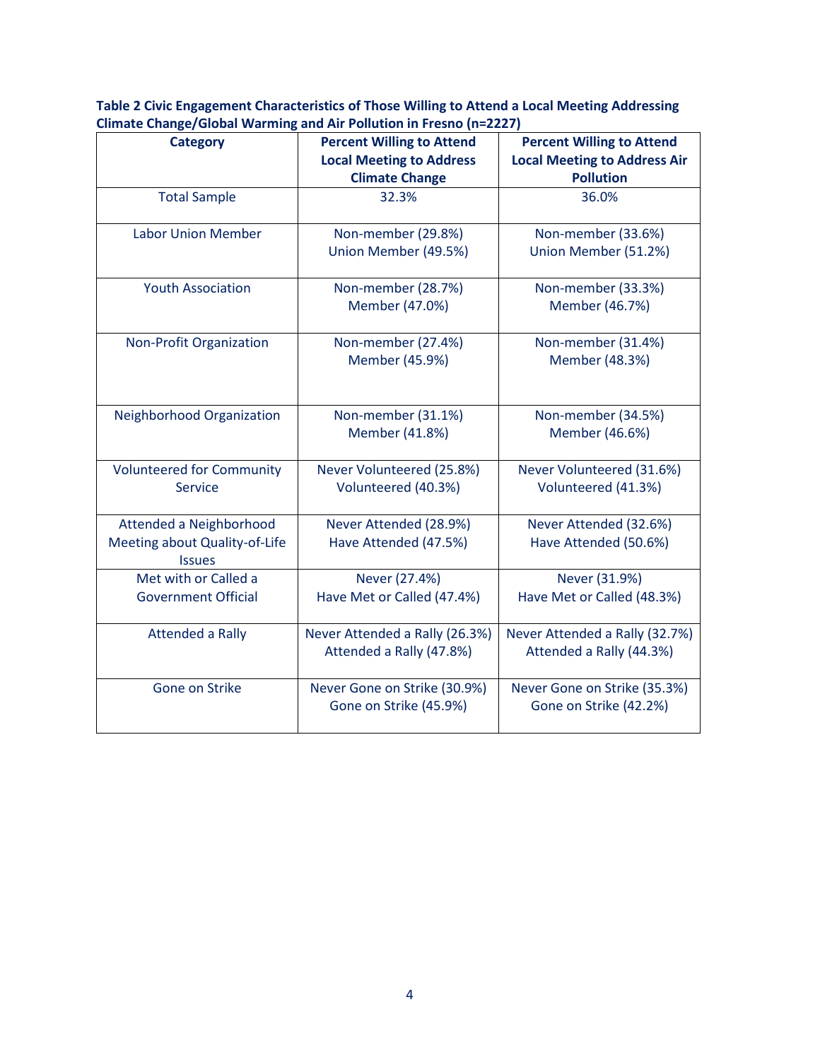**Table 2 Civic Engagement Characteristics of Those Willing to Attend a Local Meeting Addressing Climate Change/Global Warming and Air Pollution in Fresno (n=2227)**

| Category | Percent Willing to Attend Local Meeting to Address Climate Change | Percent Willing to Attend Local Meeting to Address Air Pollution |
|---|---|---|
| Total Sample | 32.3% | 36.0% |
| Labor Union Member | Non-member (29.8%)<br>Union Member (49.5%) | Non-member (33.6%)<br>Union Member (51.2%) |
| Youth Association | Non-member (28.7%)<br>Member (47.0%) | Non-member (33.3%)<br>Member (46.7%) |
| Non-Profit Organization | Non-member (27.4%)<br>Member (45.9%) | Non-member (31.4%)<br>Member (48.3%) |
| Neighborhood Organization | Non-member (31.1%)<br>Member (41.8%) | Non-member (34.5%)<br>Member (46.6%) |
| Volunteered for Community Service | Never Volunteered (25.8%)<br>Volunteered (40.3%) | Never Volunteered (31.6%)<br>Volunteered (41.3%) |
| Attended a Neighborhood Meeting about Quality-of-Life Issues | Never Attended (28.9%)<br>Have Attended (47.5%) | Never Attended (32.6%)<br>Have Attended (50.6%) |
| Met with or Called a Government Official | Never (27.4%)<br>Have Met or Called (47.4%) | Never (31.9%)<br>Have Met or Called (48.3%) |
| Attended a Rally | Never Attended a Rally (26.3%)<br>Attended a Rally (47.8%) | Never Attended a Rally (32.7%)<br>Attended a Rally (44.3%) |
| Gone on Strike | Never Gone on Strike (30.9%)<br>Gone on Strike (45.9%) | Never Gone on Strike (35.3%)<br>Gone on Strike (42.2%) |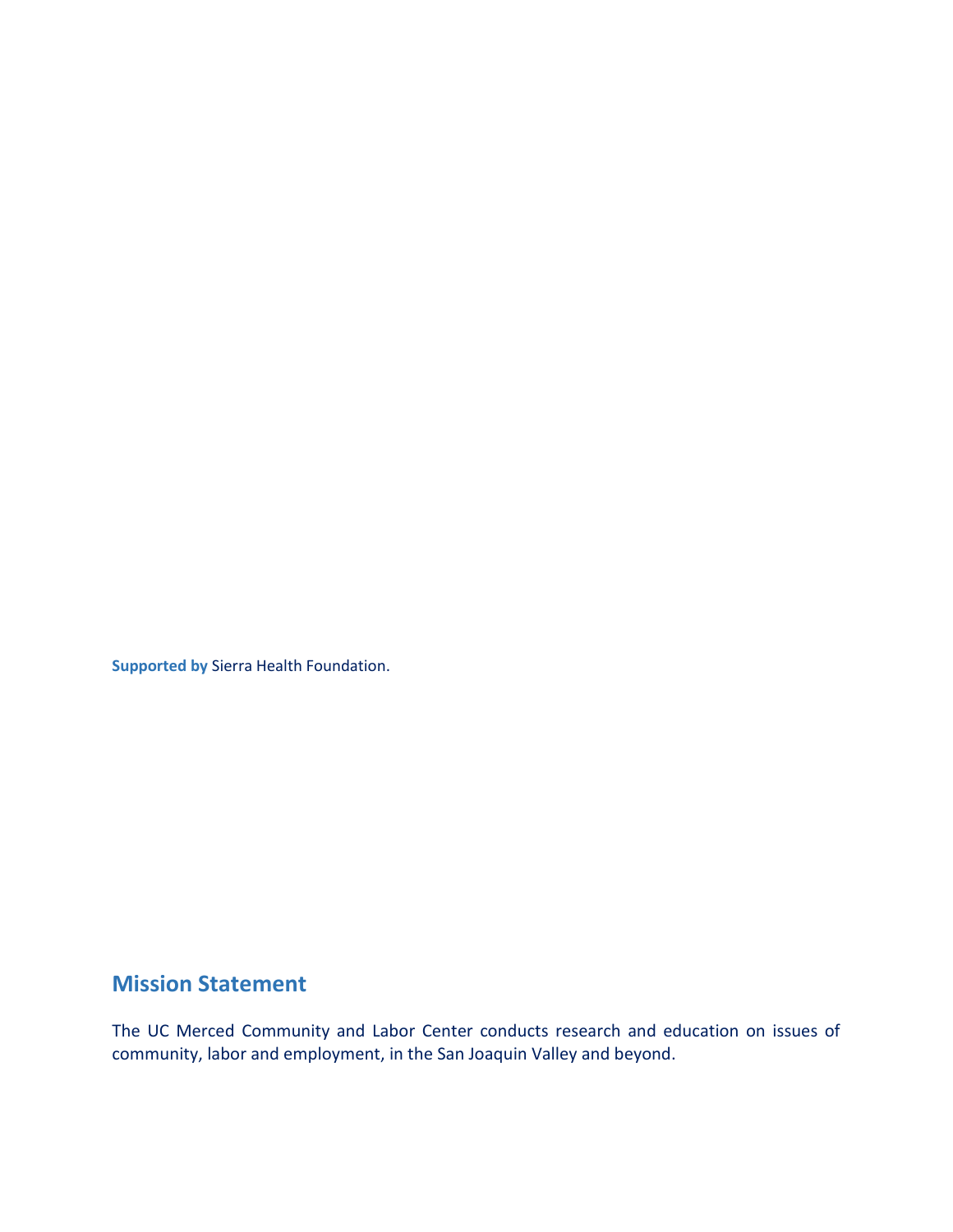**Supported by** Sierra Health Foundation.

## Mission Statement

The UC Merced Community and Labor Center conducts research and education on issues of community, labor and employment, in the San Joaquin Valley and beyond.